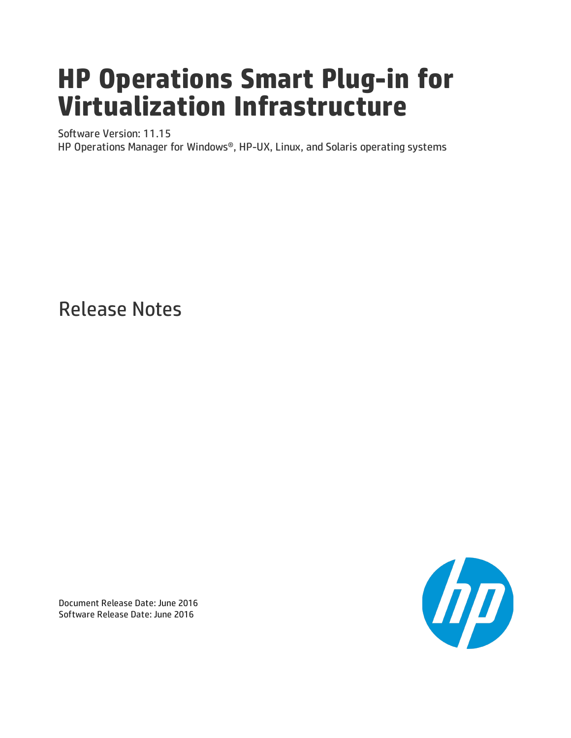# HP Operations Smart Plug-in for Virtualization Infrastructure

Software Version: 11.15

HP Operations Manager for Windows®, HP-UX, Linux, and Solaris operating systems

## Release Notes

Document Release Date: June 2016

Software Release Date: June 2016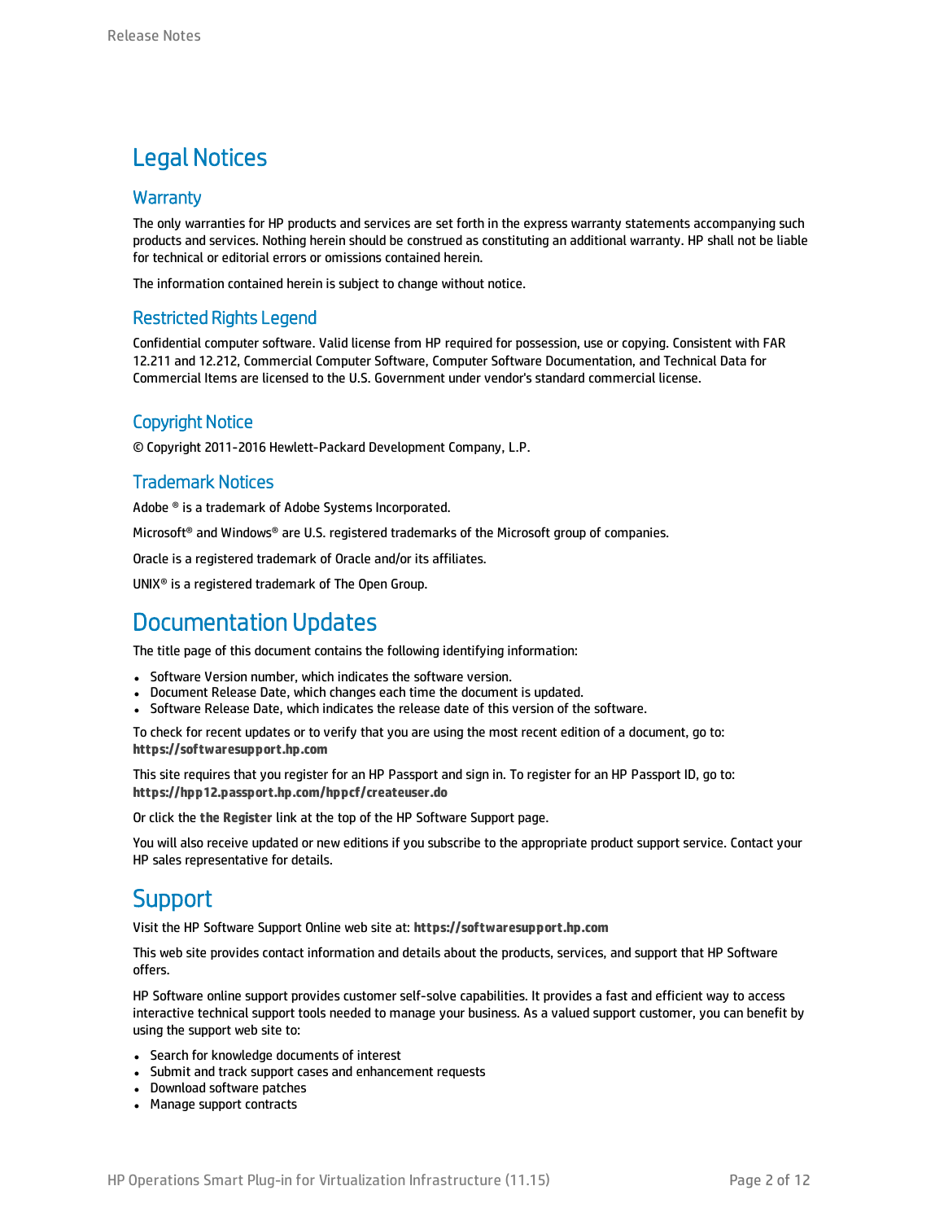# Legal Notices

## Warranty

The only warranties for HP products and services are set forth in the express warranty statements accompanying such products and services. Nothing herein should be construed as constituting an additional warranty. HP shall not be liable for technical or editorial errors or omissions contained herein.

The information contained herein is subject to change without notice.

## Restricted Rights Legend

Confidential computer software. Valid license from HP required for possession, use or copying. Consistent with FAR 12.211 and 12.212, Commercial Computer Software, Computer Software Documentation, and Technical Data for Commercial Items are licensed to the U.S. Government under vendor's standard commercial license.

## Copyright Notice

© Copyright 2011-2016 Hewlett-Packard Development Company, L.P.

## Trademark Notices

Adobe ® is a trademark of Adobe Systems Incorporated.

Microsoft® and Windows® are U.S. registered trademarks of the Microsoft group of companies.

Oracle is a registered trademark of Oracle and/or its affiliates.

UNIX® is a registered trademark of The Open Group.

# Documentation Updates

The title page of this document contains the following identifying information:

- Software Version number, which indicates the software version.
- Document Release Date, which changes each time the document is updated.
- Software Release Date, which indicates the release date of this version of the software.

To check for recent updates or to verify that you are using the most recent edition of a document, go to: **https://softwaresupport.hp.com**

This site requires that you register for an HP Passport and sign in. To register for an HP Passport ID, go to: **https://hpp12.passport.hp.com/hppcf/createuser.do**

Or click the **the Register** link at the top of the HP Software Support page.

You will also receive updated or new editions if you subscribe to the appropriate product support service. Contact your HP sales representative for details.

# Support

Visit the HP Software Support Online web site at: **https://softwaresupport.hp.com**

This web site provides contact information and details about the products, services, and support that HP Software offers.

HP Software online support provides customer self-solve capabilities. It provides a fast and efficient way to access interactive technical support tools needed to manage your business. As a valued support customer, you can benefit by using the support web site to:

- Search for knowledge documents of interest
- Submit and track support cases and enhancement requests
- Download software patches
- Manage support contracts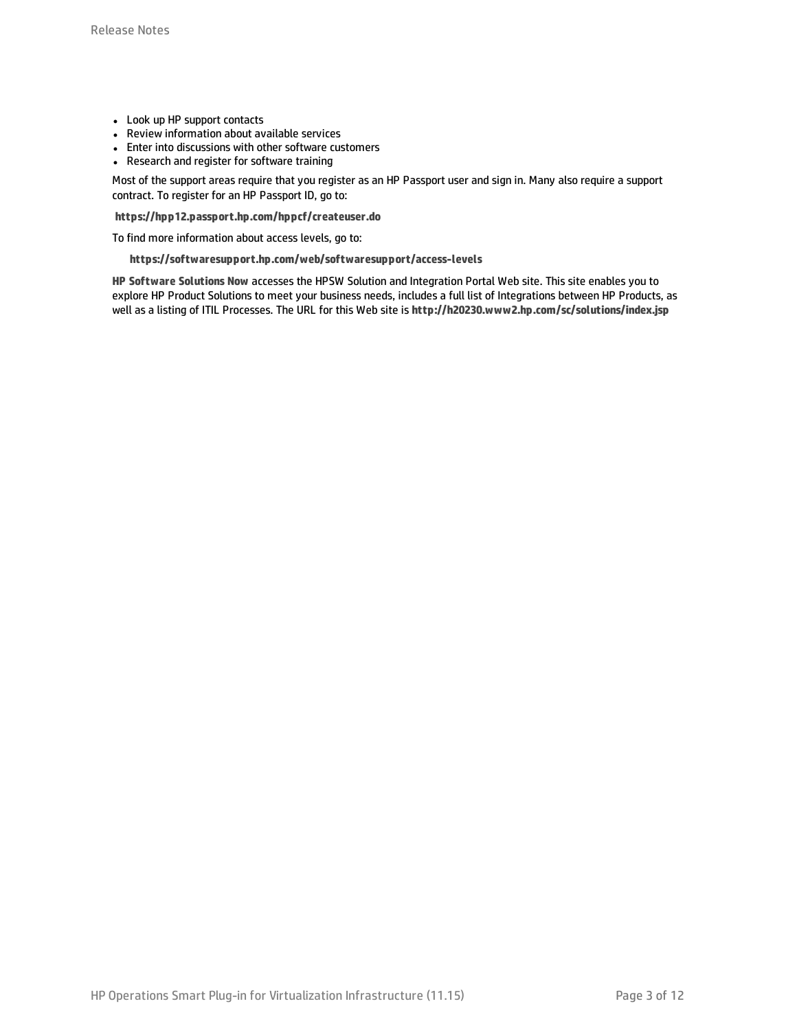- Look up HP support contacts
- Review information about available services
- Enter into discussions with other software customers
- Research and register for software training

Most of the support areas require that you register as an HP Passport user and sign in. Many also require a support contract. To register for an HP Passport ID, go to:

**https://hpp12.passport.hp.com/hppcf/createuser.do**

To find more information about access levels, go to:

**https://softwaresupport.hp.com/web/softwaresupport/access-levels**

**HP Software Solutions Now** accesses the HPSW Solution and Integration Portal Web site. This site enables you to explore HP Product Solutions to meet your business needs, includes a full list of Integrations between HP Products, as well as a listing of ITIL Processes. The URL for this Web site is **http://h20230.www2.hp.com/sc/solutions/index.jsp**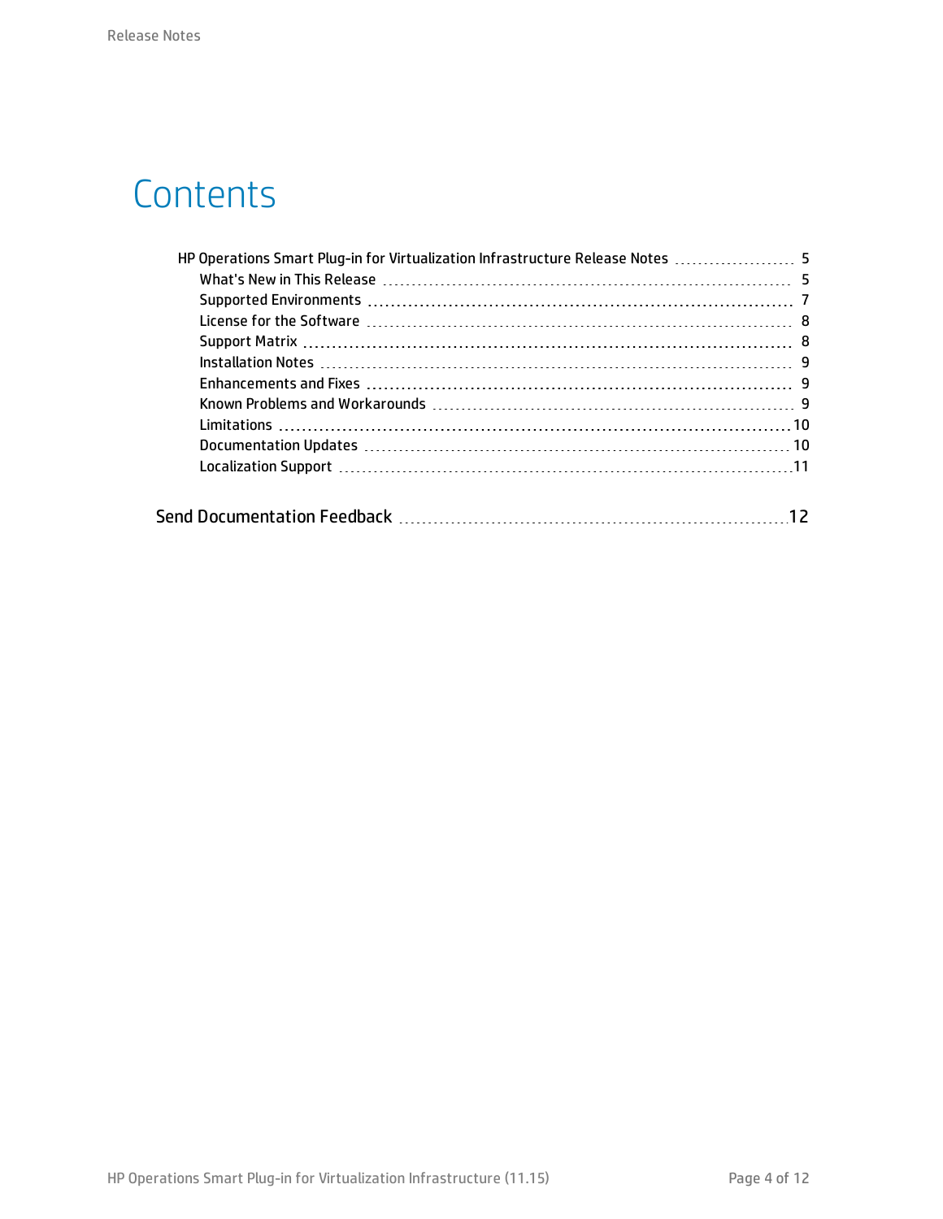# Contents

- HP Operations Smart Plug-in for Virtualization Infrastructure Release Notes ........ 5
  - What's New in This Release ........ 5
  - Supported Environments ........ 7
  - License for the Software ........ 8
  - Support Matrix ........ 8
  - Installation Notes ........ 9
  - Enhancements and Fixes ........ 9
  - Known Problems and Workarounds ........ 9
  - Limitations ........ 10
  - Documentation Updates ........ 10
  - Localization Support ........ 11

Send Documentation Feedback ........ 12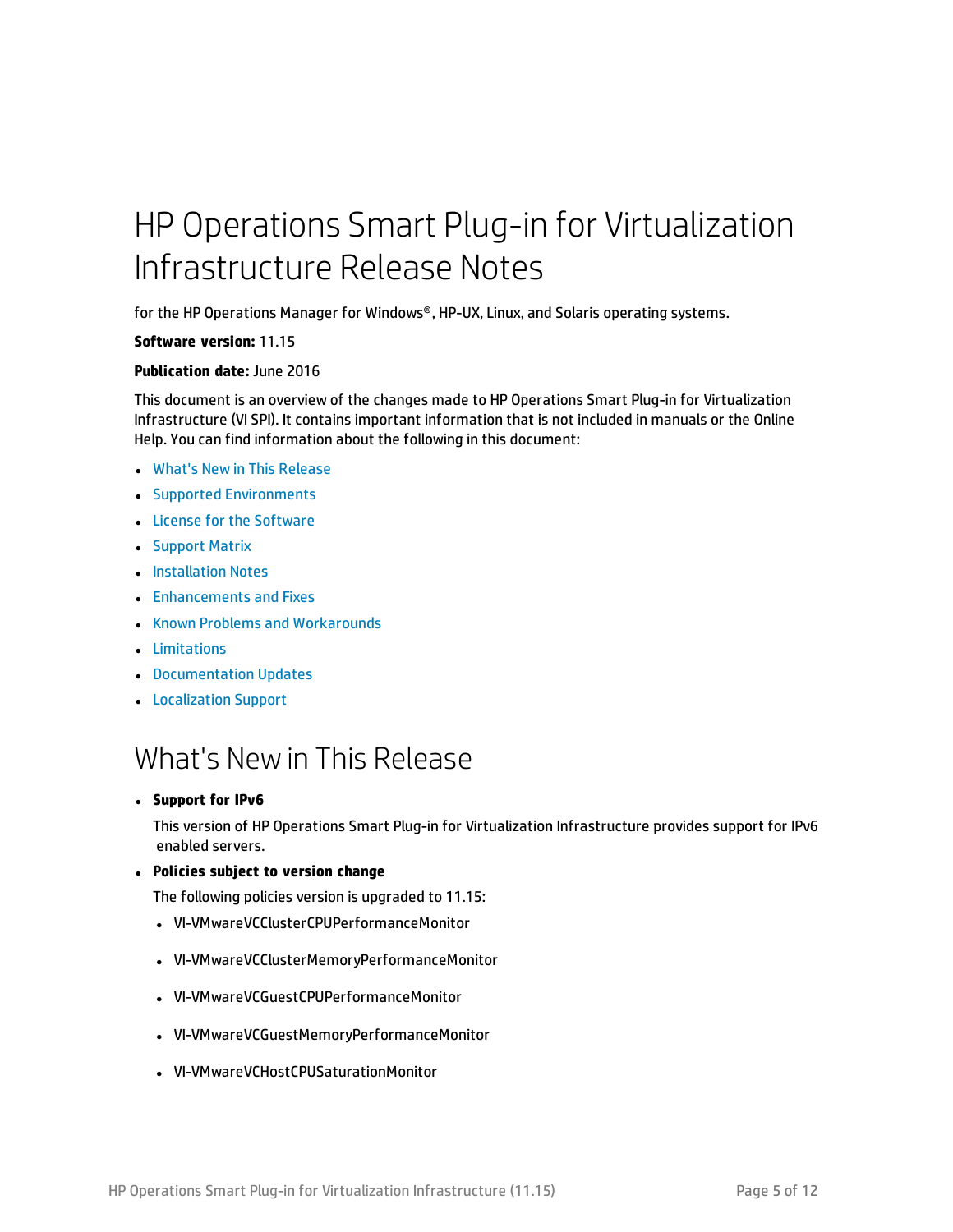# HP Operations Smart Plug-in for Virtualization Infrastructure Release Notes

for the HP Operations Manager for Windows®, HP-UX, Linux, and Solaris operating systems.

**Software version:** 11.15

**Publication date:** June 2016

This document is an overview of the changes made to HP Operations Smart Plug-in for Virtualization Infrastructure (VI SPI). It contains important information that is not included in manuals or the Online Help. You can find information about the following in this document:

- What's New in This Release
- Supported Environments
- License for the Software
- Support Matrix
- Installation Notes
- Enhancements and Fixes
- Known Problems and Workarounds
- Limitations
- Documentation Updates
- Localization Support

## What's New in This Release

- **Support for IPv6**

  This version of HP Operations Smart Plug-in for Virtualization Infrastructure provides support for IPv6 enabled servers.

- **Policies subject to version change**

  The following policies version is upgraded to 11.15:

  - VI-VMwareVCClusterCPUPerformanceMonitor
  - VI-VMwareVCClusterMemoryPerformanceMonitor
  - VI-VMwareVCGuestCPUPerformanceMonitor
  - VI-VMwareVCGuestMemoryPerformanceMonitor
  - VI-VMwareVCHostCPUSaturationMonitor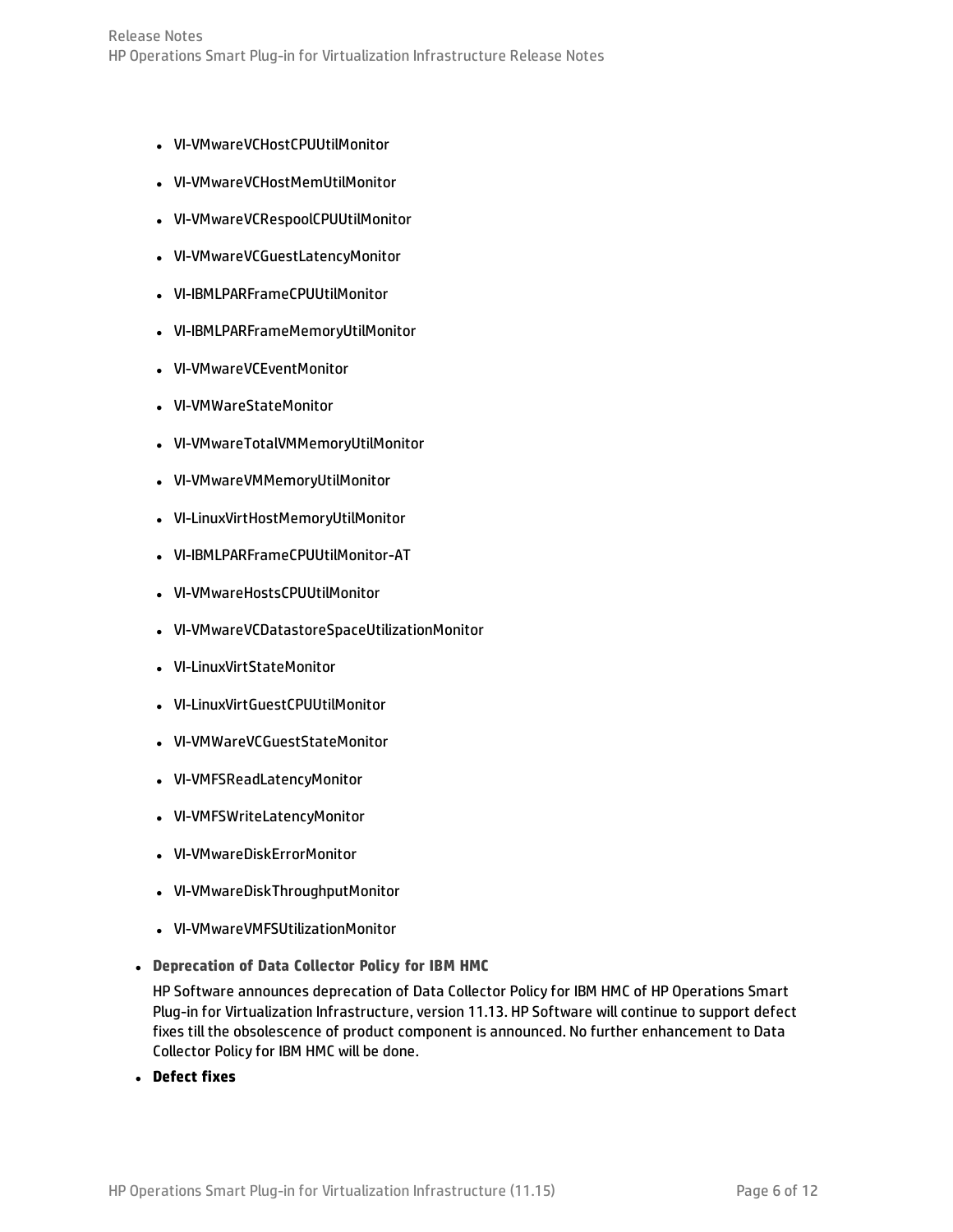- VI-VMwareVCHostCPUUtilMonitor
- VI-VMwareVCHostMemUtilMonitor
- VI-VMwareVCRespoolCPUUtilMonitor
- VI-VMwareVCGuestLatencyMonitor
- VI-IBMLPARFrameCPUUtilMonitor
- VI-IBMLPARFrameMemoryUtilMonitor
- VI-VMwareVCEventMonitor
- VI-VMWareStateMonitor
- VI-VMwareTotalVMMemoryUtilMonitor
- VI-VMwareVMMemoryUtilMonitor
- VI-LinuxVirtHostMemoryUtilMonitor
- VI-IBMLPARFrameCPUUtilMonitor-AT
- VI-VMwareHostsCPUUtilMonitor
- VI-VMwareVCDatastoreSpaceUtilizationMonitor
- VI-LinuxVirtStateMonitor
- VI-LinuxVirtGuestCPUUtilMonitor
- VI-VMWareVCGuestStateMonitor
- VI-VMFSReadLatencyMonitor
- VI-VMFSWriteLatencyMonitor
- VI-VMwareDiskErrorMonitor
- VI-VMwareDiskThroughputMonitor
- VI-VMwareVMFSUtilizationMonitor

- **Deprecation of Data Collector Policy for IBM HMC**

  HP Software announces deprecation of Data Collector Policy for IBM HMC of HP Operations Smart Plug-in for Virtualization Infrastructure, version 11.13. HP Software will continue to support defect fixes till the obsolescence of product component is announced. No further enhancement to Data Collector Policy for IBM HMC will be done.

- **Defect fixes**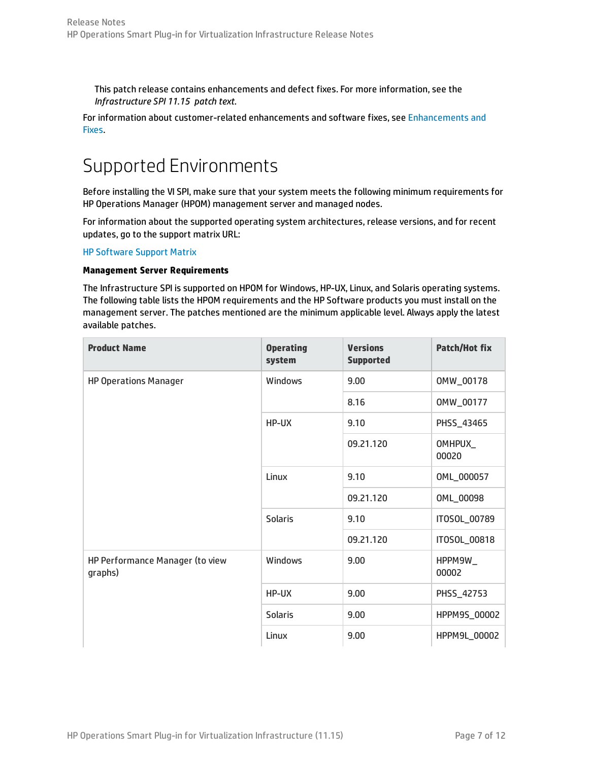This patch release contains enhancements and defect fixes. For more information, see the *Infrastructure SPI 11.15 patch text*.

For information about customer-related enhancements and software fixes, see Enhancements and Fixes.

# Supported Environments

Before installing the VI SPI, make sure that your system meets the following minimum requirements for HP Operations Manager (HPOM) management server and managed nodes.

For information about the supported operating system architectures, release versions, and for recent updates, go to the support matrix URL:

HP Software Support Matrix

**Management Server Requirements**

The Infrastructure SPI is supported on HPOM for Windows, HP-UX, Linux, and Solaris operating systems. The following table lists the HPOM requirements and the HP Software products you must install on the management server. The patches mentioned are the minimum applicable level. Always apply the latest available patches.

| Product Name | Operating system | Versions Supported | Patch/Hot fix |
|---|---|---|---|
| HP Operations Manager | Windows | 9.00 | OMW_00178 |
| | | 8.16 | OMW_00177 |
| | HP-UX | 9.10 | PHSS_43465 |
| | | 09.21.120 | OMHPUX_00020 |
| | Linux | 9.10 | OML_000057 |
| | | 09.21.120 | OML_00098 |
| | Solaris | 9.10 | ITOSOL_00789 |
| | | 09.21.120 | ITOSOL_00818 |
| HP Performance Manager (to view graphs) | Windows | 9.00 | HPPM9W_00002 |
| | HP-UX | 9.00 | PHSS_42753 |
| | Solaris | 9.00 | HPPM9S_00002 |
| | Linux | 9.00 | HPPM9L_00002 |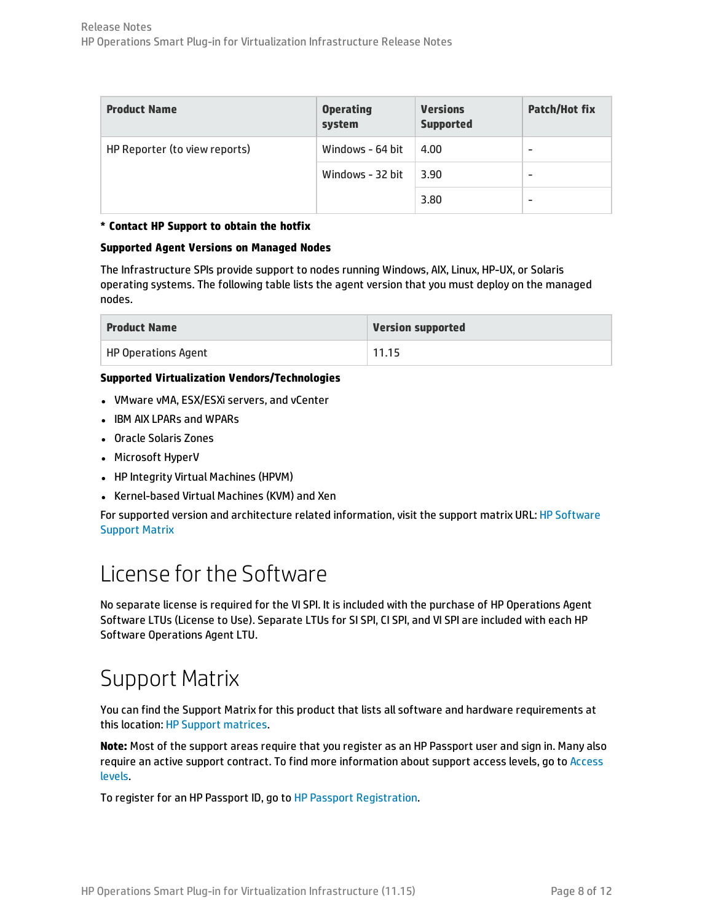| Product Name | Operating system | Versions Supported | Patch/Hot fix |
| --- | --- | --- | --- |
| HP Reporter (to view reports) | Windows - 64 bit | 4.00 | - |
| | Windows - 32 bit | 3.90 | - |
| | | 3.80 | - |

**\* Contact HP Support to obtain the hotfix**

**Supported Agent Versions on Managed Nodes**

The Infrastructure SPIs provide support to nodes running Windows, AIX, Linux, HP-UX, or Solaris operating systems. The following table lists the agent version that you must deploy on the managed nodes.

| Product Name | Version supported |
| --- | --- |
| HP Operations Agent | 11.15 |

**Supported Virtualization Vendors/Technologies**

- VMware vMA, ESX/ESXi servers, and vCenter
- IBM AIX LPARs and WPARs
- Oracle Solaris Zones
- Microsoft HyperV
- HP Integrity Virtual Machines (HPVM)
- Kernel-based Virtual Machines (KVM) and Xen

For supported version and architecture related information, visit the support matrix URL: HP Software Support Matrix

# License for the Software

No separate license is required for the VI SPI. It is included with the purchase of HP Operations Agent Software LTUs (License to Use). Separate LTUs for SI SPI, CI SPI, and VI SPI are included with each HP Software Operations Agent LTU.

# Support Matrix

You can find the Support Matrix for this product that lists all software and hardware requirements at this location: HP Support matrices.

**Note:** Most of the support areas require that you register as an HP Passport user and sign in. Many also require an active support contract. To find more information about support access levels, go to Access levels.

To register for an HP Passport ID, go to HP Passport Registration.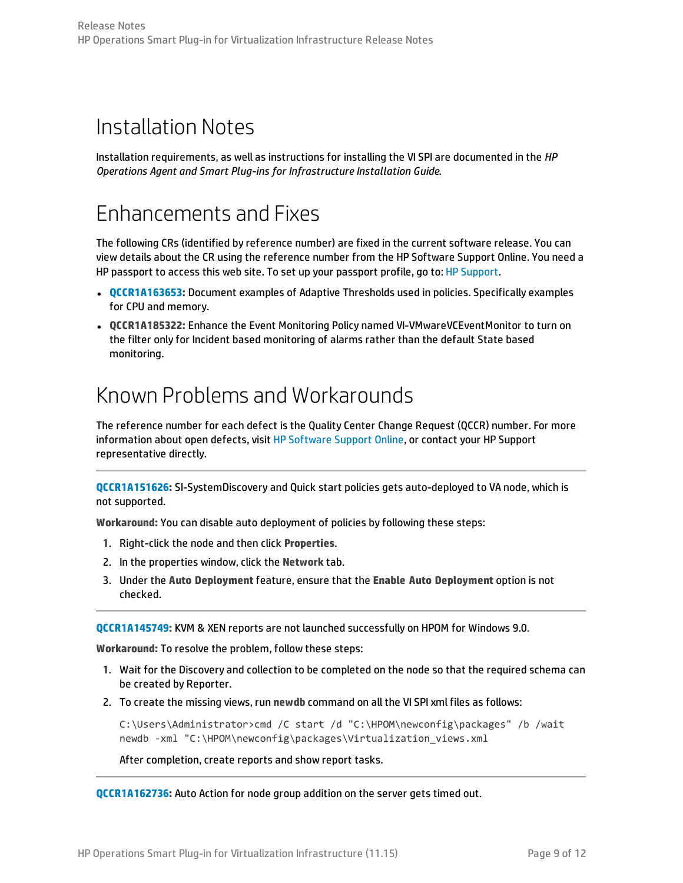# Installation Notes

Installation requirements, as well as instructions for installing the VI SPI are documented in the *HP Operations Agent and Smart Plug-ins for Infrastructure Installation Guide.*

# Enhancements and Fixes

The following CRs (identified by reference number) are fixed in the current software release. You can view details about the CR using the reference number from the HP Software Support Online. You need a HP passport to access this web site. To set up your passport profile, go to: HP Support.

- **QCCR1A163653:** Document examples of Adaptive Thresholds used in policies. Specifically examples for CPU and memory.
- **QCCR1A185322:** Enhance the Event Monitoring Policy named VI-VMwareVCEventMonitor to turn on the filter only for Incident based monitoring of alarms rather than the default State based monitoring.

# Known Problems and Workarounds

The reference number for each defect is the Quality Center Change Request (QCCR) number. For more information about open defects, visit HP Software Support Online, or contact your HP Support representative directly.

---

**QCCR1A151626:** SI-SystemDiscovery and Quick start policies gets auto-deployed to VA node, which is not supported.

**Workaround:** You can disable auto deployment of policies by following these steps:

1. Right-click the node and then click **Properties**.
2. In the properties window, click the **Network** tab.
3. Under the **Auto Deployment** feature, ensure that the **Enable Auto Deployment** option is not checked.

---

**QCCR1A145749:** KVM & XEN reports are not launched successfully on HPOM for Windows 9.0.

**Workaround:** To resolve the problem, follow these steps:

1. Wait for the Discovery and collection to be completed on the node so that the required schema can be created by Reporter.
2. To create the missing views, run **newdb** command on all the VI SPI xml files as follows:

   ```
   C:\Users\Administrator>cmd /C start /d "C:\HPOM\newconfig\packages" /b /wait
   newdb -xml "C:\HPOM\newconfig\packages\Virtualization_views.xml
   ```

   After completion, create reports and show report tasks.

---

**QCCR1A162736:** Auto Action for node group addition on the server gets timed out.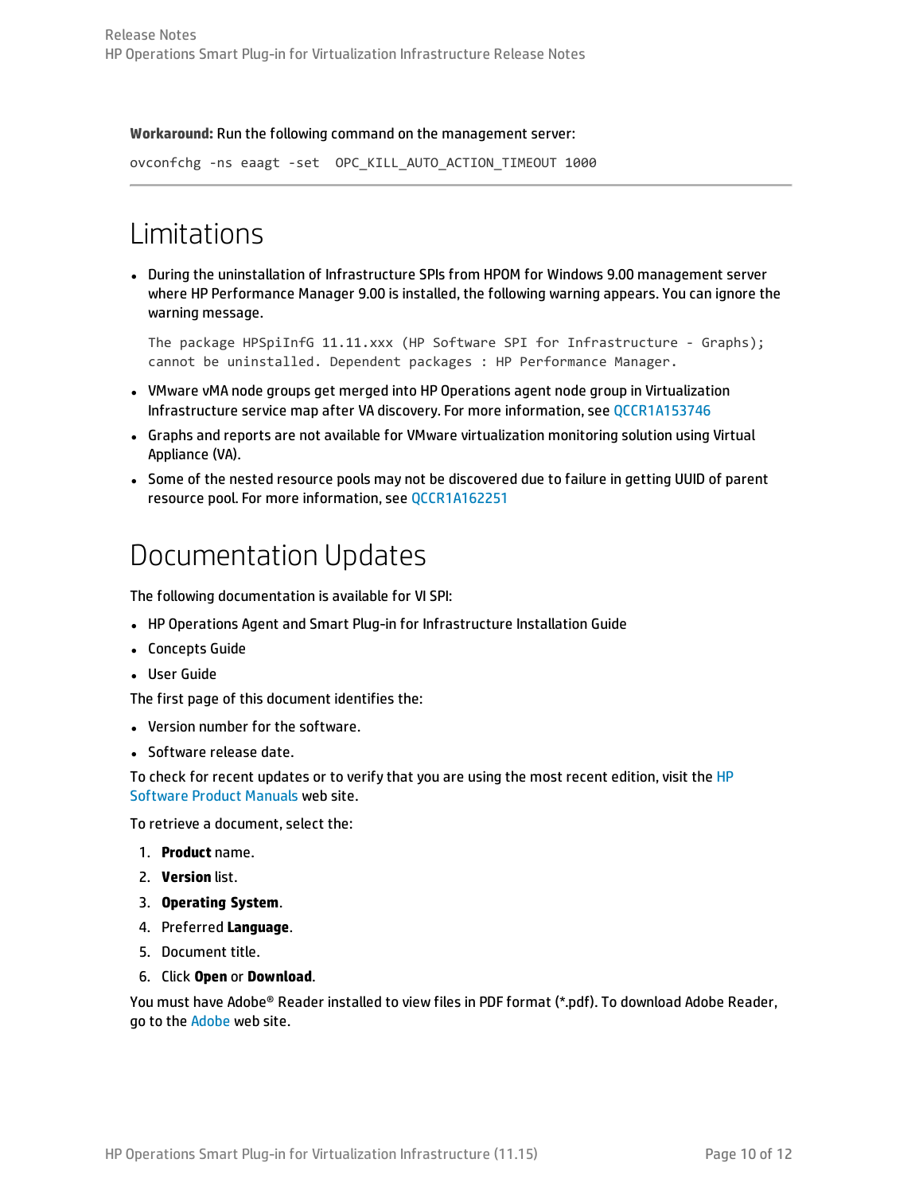**Workaround:** Run the following command on the management server:

```
ovconfchg -ns eaagt -set  OPC_KILL_AUTO_ACTION_TIMEOUT 1000
```

---

# Limitations

- During the uninstallation of Infrastructure SPIs from HPOM for Windows 9.00 management server where HP Performance Manager 9.00 is installed, the following warning appears. You can ignore the warning message.

  ```
  The package HPSpiInfG 11.11.xxx (HP Software SPI for Infrastructure - Graphs);
  cannot be uninstalled. Dependent packages : HP Performance Manager.
  ```

- VMware vMA node groups get merged into HP Operations agent node group in Virtualization Infrastructure service map after VA discovery. For more information, see QCCR1A153746
- Graphs and reports are not available for VMware virtualization monitoring solution using Virtual Appliance (VA).
- Some of the nested resource pools may not be discovered due to failure in getting UUID of parent resource pool. For more information, see QCCR1A162251

# Documentation Updates

The following documentation is available for VI SPI:

- HP Operations Agent and Smart Plug-in for Infrastructure Installation Guide
- Concepts Guide
- User Guide

The first page of this document identifies the:

- Version number for the software.
- Software release date.

To check for recent updates or to verify that you are using the most recent edition, visit the HP Software Product Manuals web site.

To retrieve a document, select the:

1. **Product** name.
2. **Version** list.
3. **Operating System**.
4. Preferred **Language**.
5. Document title.
6. Click **Open** or **Download**.

You must have Adobe® Reader installed to view files in PDF format (*.pdf). To download Adobe Reader, go to the Adobe web site.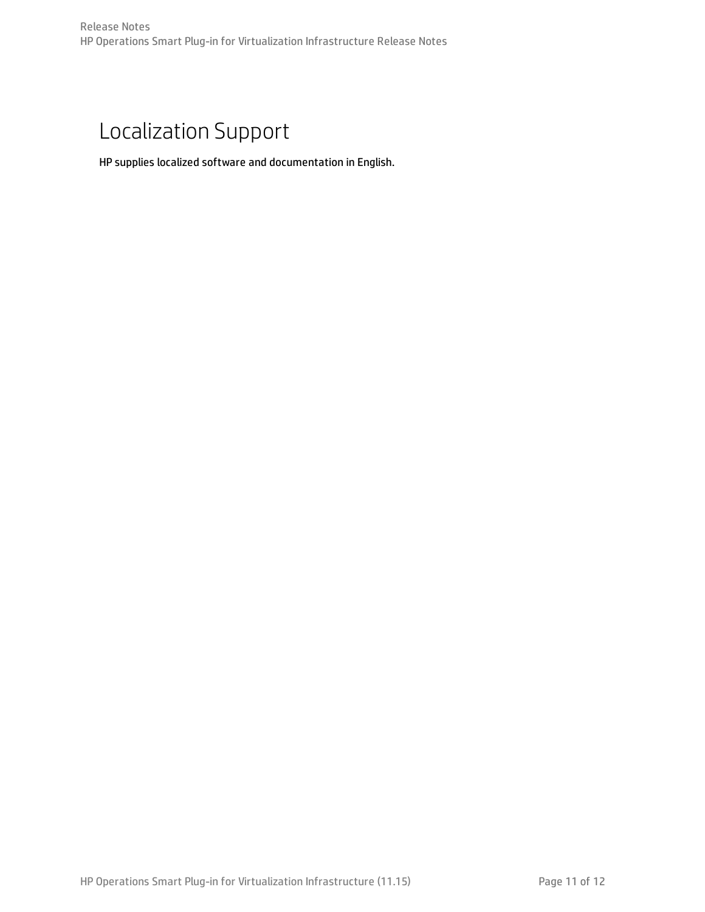# Localization Support

HP supplies localized software and documentation in English.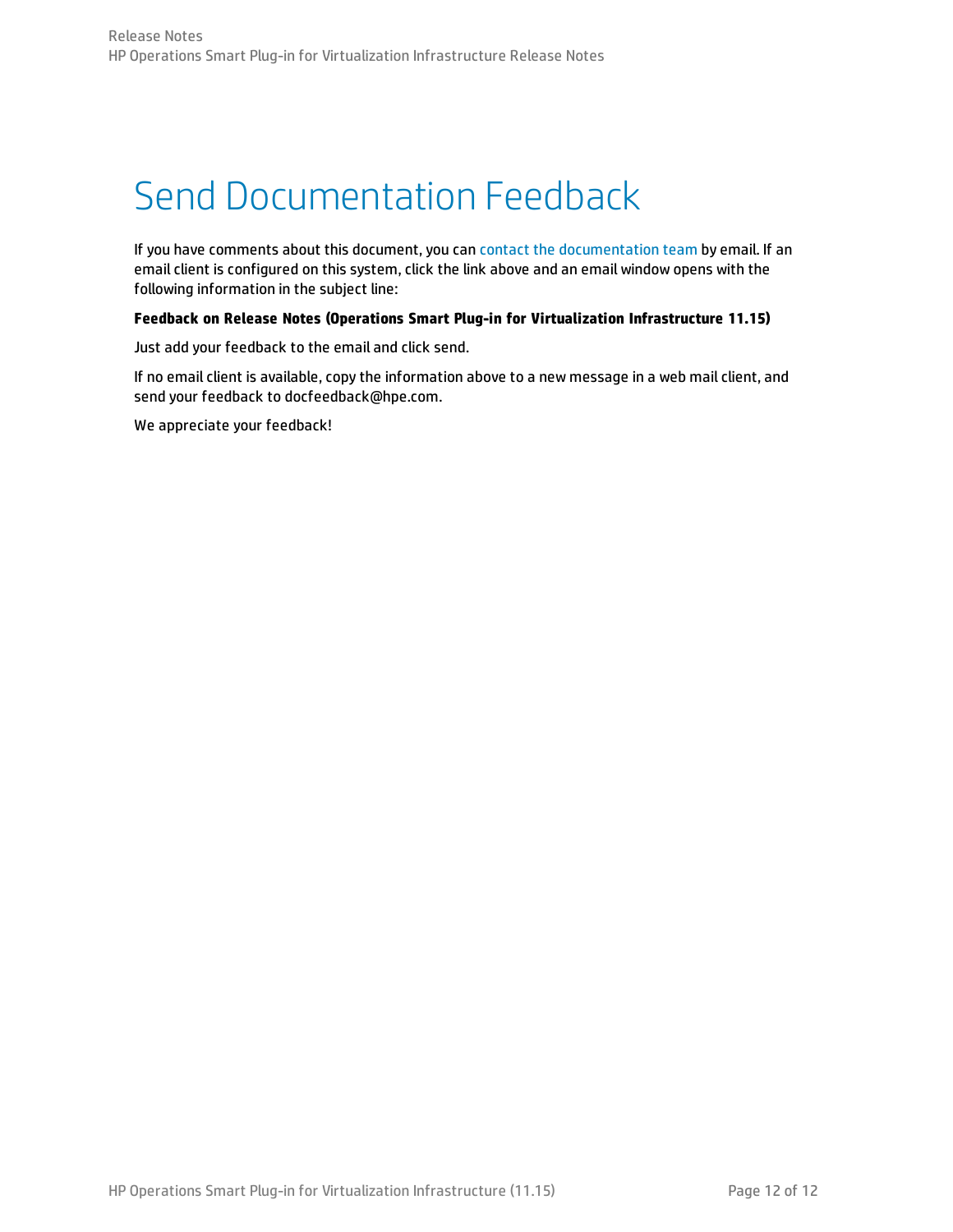# Send Documentation Feedback

If you have comments about this document, you can contact the documentation team by email. If an email client is configured on this system, click the link above and an email window opens with the following information in the subject line:

**Feedback on Release Notes (Operations Smart Plug-in for Virtualization Infrastructure 11.15)**

Just add your feedback to the email and click send.

If no email client is available, copy the information above to a new message in a web mail client, and send your feedback to docfeedback@hpe.com.

We appreciate your feedback!